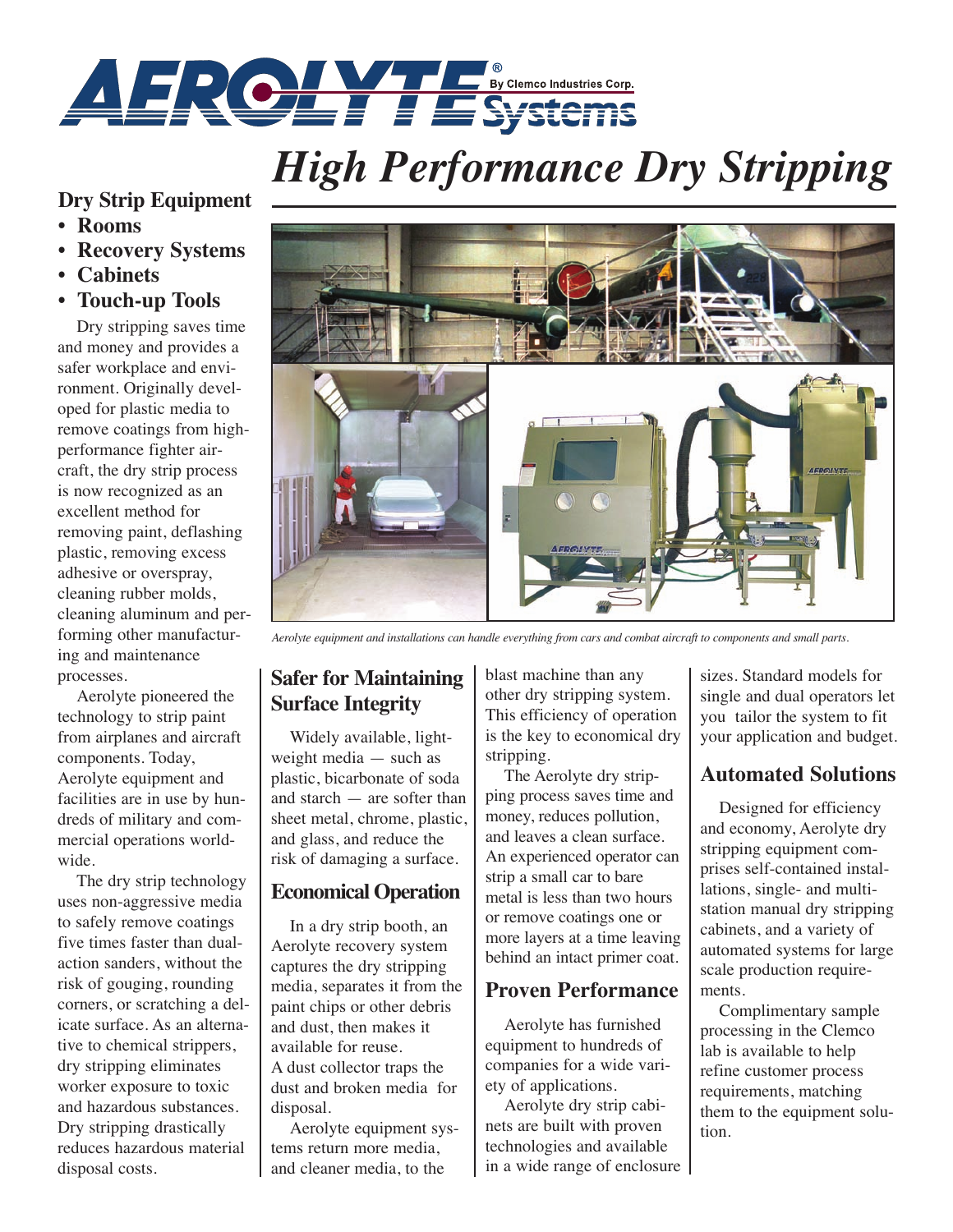# AEROLYTE® Systems

By Clemco Industries Corp.

# *High Performance Dry Stripping*

**Dry Strip Equipment**

- **Rooms**
- **Recovery Systems**
- **Cabinets**
- **Touch-up Tools**

Dry stripping saves time and money and provides a safer workplace and environment. Originally developed for plastic media to remove coatings from high-performance fighter aircraft, the dry strip process is now recognized as an excellent method for removing paint, deflashing plastic, removing excess adhesive or overspray, cleaning rubber molds, cleaning aluminum and performing other manufacturing and maintenance processes.

Aerolyte pioneered the technology to strip paint from airplanes and aircraft components. Today, Aerolyte equipment and facilities are in use by hundreds of military and commercial operations worldwide.

The dry strip technology uses non-aggressive media to safely remove coatings five times faster than dual-action sanders, without the risk of gouging, rounding corners, or scratching a delicate surface. As an alternative to chemical strippers, dry stripping eliminates worker exposure to toxic and hazardous substances. Dry stripping drastically reduces hazardous material disposal costs.

*Aerolyte equipment and installations can handle everything from cars and combat aircraft to components and small parts.*

## Safer for Maintaining Surface Integrity

Widely available, lightweight media — such as plastic, bicarbonate of soda and starch — are softer than sheet metal, chrome, plastic, and glass, and reduce the risk of damaging a surface.

## Economical Operation

In a dry strip booth, an Aerolyte recovery system captures the dry stripping media, separates it from the paint chips or other debris and dust, then makes it available for reuse. A dust collector traps the dust and broken media for disposal.

Aerolyte equipment systems return more media, and cleaner media, to the blast machine than any other dry stripping system. This efficiency of operation is the key to economical dry stripping.

The Aerolyte dry stripping process saves time and money, reduces pollution, and leaves a clean surface. An experienced operator can strip a small car to bare metal is less than two hours or remove coatings one or more layers at a time leaving behind an intact primer coat.

## Proven Performance

Aerolyte has furnished equipment to hundreds of companies for a wide variety of applications.

Aerolyte dry strip cabinets are built with proven technologies and available in a wide range of enclosure sizes. Standard models for single and dual operators let you tailor the system to fit your application and budget.

## Automated Solutions

Designed for efficiency and economy, Aerolyte dry stripping equipment comprises self-contained installations, single- and multi-station manual dry stripping cabinets, and a variety of automated systems for large scale production requirements.

Complimentary sample processing in the Clemco lab is available to help refine customer process requirements, matching them to the equipment solution.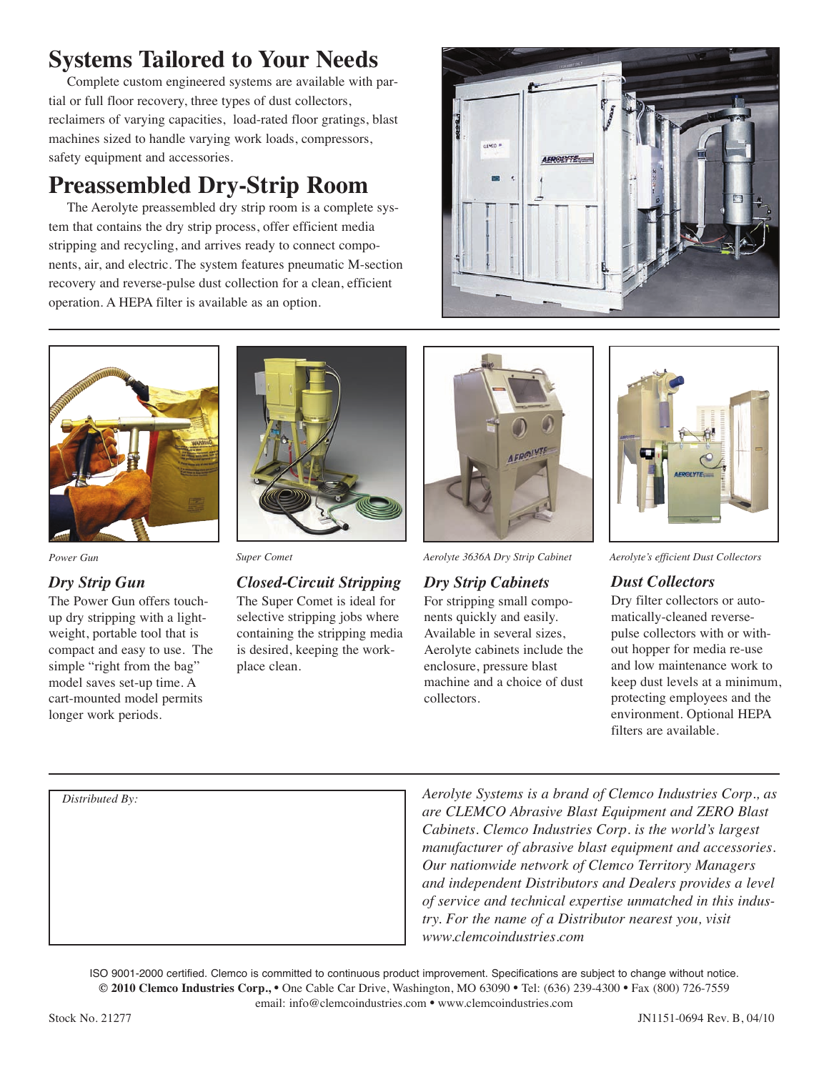# Systems Tailored to Your Needs

Complete custom engineered systems are available with partial or full floor recovery, three types of dust collectors, reclaimers of varying capacities, load-rated floor gratings, blast machines sized to handle varying work loads, compressors, safety equipment and accessories.

# Preassembled Dry-Strip Room

The Aerolyte preassembled dry strip room is a complete system that contains the dry strip process, offer efficient media stripping and recycling, and arrives ready to connect components, air, and electric. The system features pneumatic M-section recovery and reverse-pulse dust collection for a clean, efficient operation. A HEPA filter is available as an option.

*Power Gun*

### *Dry Strip Gun*

The Power Gun offers touch-up dry stripping with a lightweight, portable tool that is compact and easy to use. The simple "right from the bag" model saves set-up time. A cart-mounted model permits longer work periods.

*Super Comet*

### *Closed-Circuit Stripping*

The Super Comet is ideal for selective stripping jobs where containing the stripping media is desired, keeping the workplace clean.

*Aerolyte 3636A Dry Strip Cabinet*

### *Dry Strip Cabinets*

For stripping small components quickly and easily. Available in several sizes, Aerolyte cabinets include the enclosure, pressure blast machine and a choice of dust collectors.

*Aerolyte's efficient Dust Collectors*

### *Dust Collectors*

Dry filter collectors or automatically-cleaned reverse-pulse collectors with or without hopper for media re-use and low maintenance work to keep dust levels at a minimum, protecting employees and the environment. Optional HEPA filters are available.

*Distributed By:*

*Aerolyte Systems is a brand of Clemco Industries Corp., as are CLEMCO Abrasive Blast Equipment and ZERO Blast Cabinets. Clemco Industries Corp. is the world's largest manufacturer of abrasive blast equipment and accessories. Our nationwide network of Clemco Territory Managers and independent Distributors and Dealers provides a level of service and technical expertise unmatched in this industry. For the name of a Distributor nearest you, visit www.clemcoindustries.com*

ISO 9001-2000 certified. Clemco is committed to continuous product improvement. Specifications are subject to change without notice.
**© 2010 Clemco Industries Corp.,** • One Cable Car Drive, Washington, MO 63090 • Tel: (636) 239-4300 • Fax (800) 726-7559
email: info@clemcoindustries.com • www.clemcoindustries.com

Stock No. 21277

JN1151-0694 Rev. B, 04/10